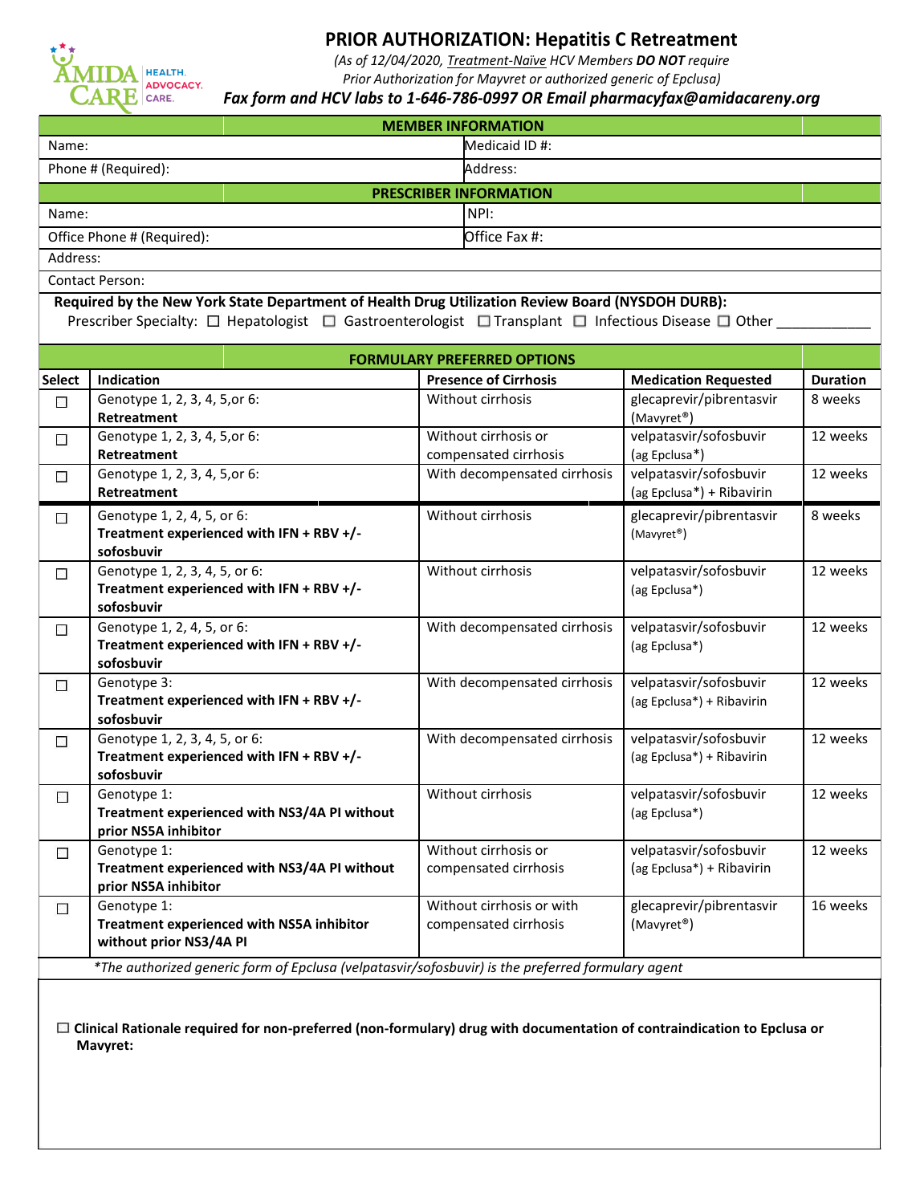# PRIOR AUTHORIZATION: Hepatitis C Retreatment

*(As of 12/04/2020, Treatment-Naïve HCV Members **DO NOT** require Prior Authorization for Mayvret or authorized generic of Epclusa)*

***Fax form and HCV labs to 1-646-786-0997 OR Email pharmacyfax@amidacareny.org***

| MEMBER INFORMATION | |
|---|---|
| Name: | Medicaid ID #: |
| Phone # (Required): | Address: |

| PRESCRIBER INFORMATION | |
|---|---|
| Name: | NPI: |
| Office Phone # (Required): | Office Fax #: |
| Address: | |
| Contact Person: | |

**Required by the New York State Department of Health Drug Utilization Review Board (NYSDOH DURB):**

Prescriber Specialty: ☐ Hepatologist ☐ Gastroenterologist ☐ Transplant ☐ Infectious Disease ☐ Other ____________

**FORMULARY PREFERRED OPTIONS**

| Select | Indication | Presence of Cirrhosis | Medication Requested | Duration |
|---|---|---|---|---|
| ☐ | Genotype 1, 2, 3, 4, 5,or 6: **Retreatment** | Without cirrhosis | glecaprevir/pibrentasvir (Mavyret®) | 8 weeks |
| ☐ | Genotype 1, 2, 3, 4, 5,or 6: **Retreatment** | Without cirrhosis or compensated cirrhosis | velpatasvir/sofosbuvir (ag Epclusa*) | 12 weeks |
| ☐ | Genotype 1, 2, 3, 4, 5,or 6: **Retreatment** | With decompensated cirrhosis | velpatasvir/sofosbuvir (ag Epclusa*) + Ribavirin | 12 weeks |
| ☐ | Genotype 1, 2, 4, 5, or 6: **Treatment experienced with IFN + RBV +/- sofosbuvir** | Without cirrhosis | glecaprevir/pibrentasvir (Mavyret®) | 8 weeks |
| ☐ | Genotype 1, 2, 3, 4, 5, or 6: **Treatment experienced with IFN + RBV +/- sofosbuvir** | Without cirrhosis | velpatasvir/sofosbuvir (ag Epclusa*) | 12 weeks |
| ☐ | Genotype 1, 2, 4, 5, or 6: **Treatment experienced with IFN + RBV +/- sofosbuvir** | With decompensated cirrhosis | velpatasvir/sofosbuvir (ag Epclusa*) | 12 weeks |
| ☐ | Genotype 3: **Treatment experienced with IFN + RBV +/- sofosbuvir** | With decompensated cirrhosis | velpatasvir/sofosbuvir (ag Epclusa*) + Ribavirin | 12 weeks |
| ☐ | Genotype 1, 2, 3, 4, 5, or 6: **Treatment experienced with IFN + RBV +/- sofosbuvir** | With decompensated cirrhosis | velpatasvir/sofosbuvir (ag Epclusa*) + Ribavirin | 12 weeks |
| ☐ | Genotype 1: **Treatment experienced with NS3/4A PI without prior NS5A inhibitor** | Without cirrhosis | velpatasvir/sofosbuvir (ag Epclusa*) | 12 weeks |
| ☐ | Genotype 1: **Treatment experienced with NS3/4A PI without prior NS5A inhibitor** | Without cirrhosis or compensated cirrhosis | velpatasvir/sofosbuvir (ag Epclusa*) + Ribavirin | 12 weeks |
| ☐ | Genotype 1: **Treatment experienced with NS5A inhibitor without prior NS3/4A PI** | Without cirrhosis or with compensated cirrhosis | glecaprevir/pibrentasvir (Mavyret®) | 16 weeks |

*\*The authorized generic form of Epclusa (velpatasvir/sofosbuvir) is the preferred formulary agent*

☐ **Clinical Rationale required for non-preferred (non-formulary) drug with documentation of contraindication to Epclusa or Mavyret:**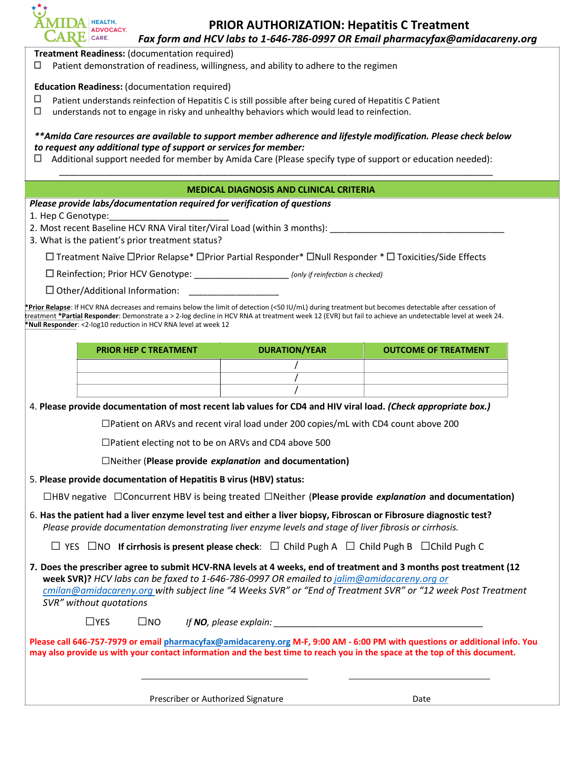# PRIOR AUTHORIZATION: Hepatitis C Treatment

***Fax form and HCV labs to 1-646-786-0997 OR Email pharmacyfax@amidacareny.org***

**Treatment Readiness:** (documentation required)

☐ Patient demonstration of readiness, willingness, and ability to adhere to the regimen

**Education Readiness:** (documentation required)

☐ Patient understands reinfection of Hepatitis C is still possible after being cured of Hepatitis C Patient
☐ understands not to engage in risky and unhealthy behaviors which would lead to reinfection.

***\*\*Amida Care resources are available to support member adherence and lifestyle modification. Please check below to request any additional type of support or services for member:***

☐ Additional support needed for member by Amida Care (Please specify type of support or education needed): \_\_\_\_\_\_\_\_\_\_\_\_\_\_\_\_\_\_\_\_\_\_\_\_\_\_\_\_\_\_\_\_\_\_\_\_\_\_\_\_\_\_\_\_\_\_\_\_\_\_\_\_\_\_\_\_\_\_\_\_\_\_\_\_\_\_\_\_\_\_\_\_

## MEDICAL DIAGNOSIS AND CLINICAL CRITERIA

***Please provide labs/documentation required for verification of questions***

1. Hep C Genotype:\_\_\_\_\_\_\_\_\_\_\_\_\_\_\_\_\_\_\_\_\_\_\_\_
2. Most recent Baseline HCV RNA Viral titer/Viral Load (within 3 months): \_\_\_\_\_\_\_\_\_\_\_\_\_\_\_\_\_\_\_\_\_\_\_\_\_\_\_\_\_\_\_\_\_\_\_\_
3. What is the patient's prior treatment status?

☐ Treatment Naïve ☐Prior Relapse\* ☐Prior Partial Responder\* ☐Null Responder \* ☐ Toxicities/Side Effects

☐ Reinfection; Prior HCV Genotype: \_\_\_\_\_\_\_\_\_\_\_\_\_\_\_\_\_\_\_\_ *(only if reinfection is checked)*

☐ Other/Additional Information: \_\_\_\_\_\_\_\_\_\_\_\_\_\_\_\_\_\_\_

**\*Prior Relapse**: If HCV RNA decreases and remains below the limit of detection (<50 IU/mL) during treatment but becomes detectable after cessation of treatment **\*Partial Responder**: Demonstrate a > 2-log decline in HCV RNA at treatment week 12 (EVR) but fail to achieve an undetectable level at week 24.
**\*Null Responder**: <2-log10 reduction in HCV RNA level at week 12

| PRIOR HEP C TREATMENT | DURATION/YEAR | OUTCOME OF TREATMENT |
|---|---|---|
| | / | |
| | / | |
| | / | |

4. **Please provide documentation of most recent lab values for CD4 and HIV viral load.** ***(Check appropriate box.)***

☐Patient on ARVs and recent viral load under 200 copies/mL with CD4 count above 200

☐Patient electing not to be on ARVs and CD4 above 500

☐Neither (**Please provide *explanation* and documentation)**

5. **Please provide documentation of Hepatitis B virus (HBV) status:**

☐HBV negative ☐Concurrent HBV is being treated ☐Neither (**Please provide *explanation* and documentation)**

6. **Has the patient had a liver enzyme level test and either a liver biopsy, Fibroscan or Fibrosure diagnostic test?**
*Please provide documentation demonstrating liver enzyme levels and stage of liver fibrosis or cirrhosis.*

☐ YES ☐NO **If cirrhosis is present please check**: ☐ Child Pugh A ☐ Child Pugh B ☐Child Pugh C

7. **Does the prescriber agree to submit HCV-RNA levels at 4 weeks, end of treatment and 3 months post treatment (12 week SVR)?** *HCV labs can be faxed to 1-646-786-0997 OR emailed to jalim@amidacareny.org or cmilan@amidacareny.org with subject line "4 Weeks SVR" or "End of Treatment SVR" or "12 week Post Treatment SVR" without quotations*

☐YES ☐NO *If **NO**, please explain:* \_\_\_\_\_\_\_\_\_\_\_\_\_\_\_\_\_\_\_\_\_\_\_\_\_\_\_\_\_\_\_\_\_\_\_\_\_\_\_\_\_\_\_

**Please call 646-757-7979 or email pharmacyfax@amidacareny.org M-F, 9:00 AM - 6:00 PM with questions or additional info. You may also provide us with your contact information and the best time to reach you in the space at the top of this document.**

\_\_\_\_\_\_\_\_\_\_\_\_\_\_\_\_\_\_\_\_\_\_\_\_\_\_\_\_\_\_\_\_\_\_\_\_ \_\_\_\_\_\_\_\_\_\_\_\_\_\_\_\_\_\_\_\_\_\_\_\_\_\_\_\_\_\_

Prescriber or Authorized Signature Date